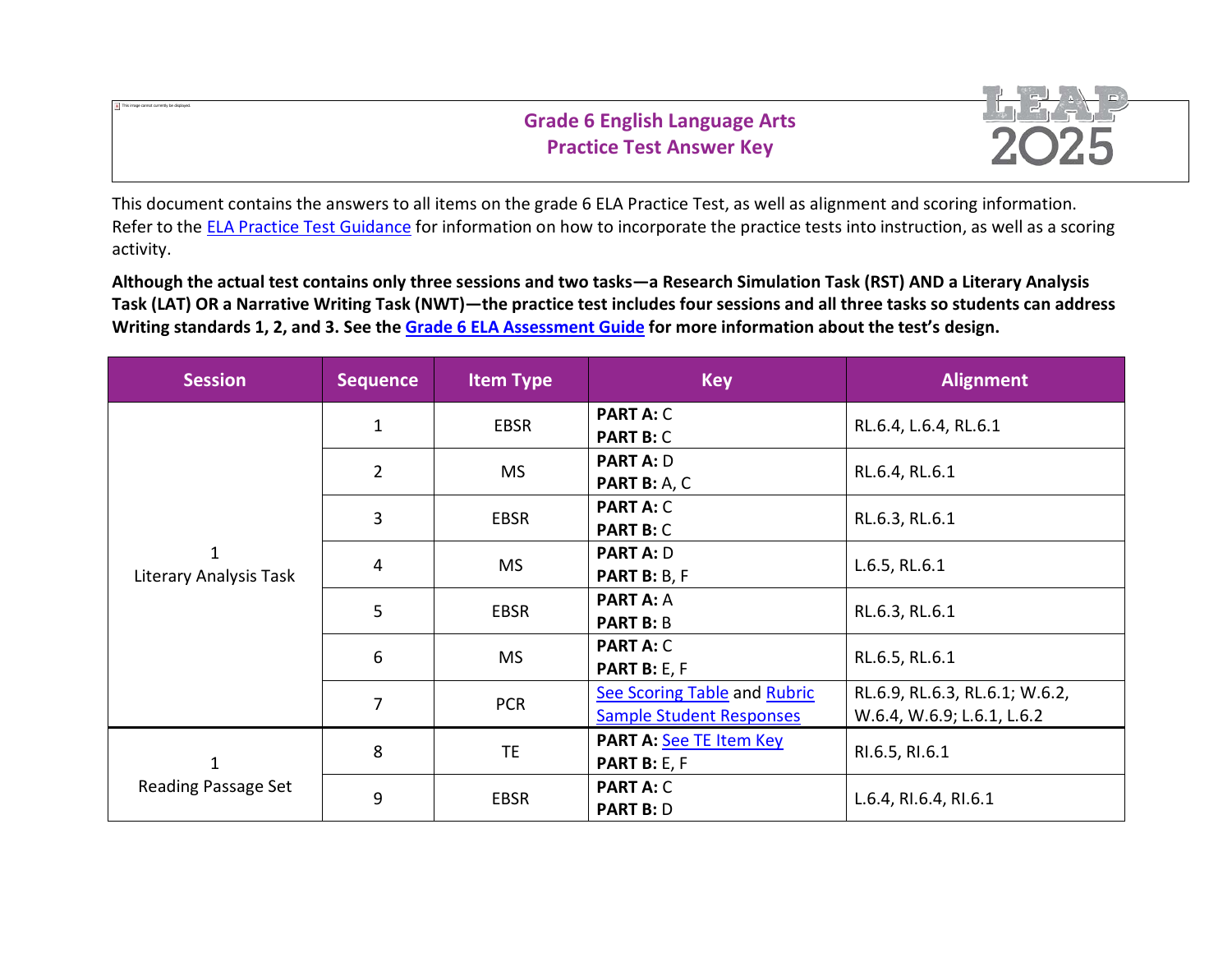# Grade 6 English Language Arts
# Practice Test Answer Key

This document contains the answers to all items on the grade 6 ELA Practice Test, as well as alignment and scoring information. Refer to the ELA Practice Test Guidance for information on how to incorporate the practice tests into instruction, as well as a scoring activity.

**Although the actual test contains only three sessions and two tasks—a Research Simulation Task (RST) AND a Literary Analysis Task (LAT) OR a Narrative Writing Task (NWT)—the practice test includes four sessions and all three tasks so students can address Writing standards 1, 2, and 3. See the Grade 6 ELA Assessment Guide for more information about the test's design.**

| Session | Sequence | Item Type | Key | Alignment |
|---|---|---|---|---|
| 1 Literary Analysis Task | 1 | EBSR | **PART A:** C **PART B:** C | RL.6.4, L.6.4, RL.6.1 |
| | 2 | MS | **PART A:** D **PART B:** A, C | RL.6.4, RL.6.1 |
| | 3 | EBSR | **PART A:** C **PART B:** C | RL.6.3, RL.6.1 |
| | 4 | MS | **PART A:** D **PART B:** B, F | L.6.5, RL.6.1 |
| | 5 | EBSR | **PART A:** A **PART B:** B | RL.6.3, RL.6.1 |
| | 6 | MS | **PART A:** C **PART B:** E, F | RL.6.5, RL.6.1 |
| | 7 | PCR | See Scoring Table and Rubric Sample Student Responses | RL.6.9, RL.6.3, RL.6.1; W.6.2, W.6.4, W.6.9; L.6.1, L.6.2 |
| 1 Reading Passage Set | 8 | TE | **PART A:** See TE Item Key **PART B:** E, F | RI.6.5, RI.6.1 |
| | 9 | EBSR | **PART A:** C **PART B:** D | L.6.4, RI.6.4, RI.6.1 |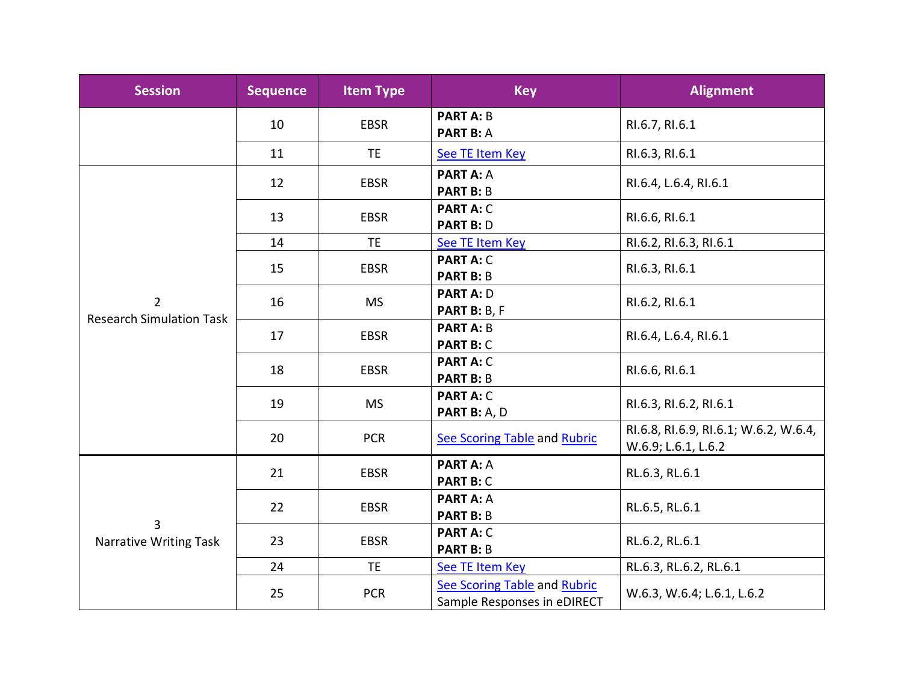| Session | Sequence | Item Type | Key | Alignment |
|---|---|---|---|---|
| | 10 | EBSR | **PART A:** B<br>**PART B:** A | RI.6.7, RI.6.1 |
| | 11 | TE | See TE Item Key | RI.6.3, RI.6.1 |
| 2<br>Research Simulation Task | 12 | EBSR | **PART A:** A<br>**PART B:** B | RI.6.4, L.6.4, RI.6.1 |
| | 13 | EBSR | **PART A:** C<br>**PART B:** D | RI.6.6, RI.6.1 |
| | 14 | TE | See TE Item Key | RI.6.2, RI.6.3, RI.6.1 |
| | 15 | EBSR | **PART A:** C<br>**PART B:** B | RI.6.3, RI.6.1 |
| | 16 | MS | **PART A:** D<br>**PART B:** B, F | RI.6.2, RI.6.1 |
| | 17 | EBSR | **PART A:** B<br>**PART B:** C | RI.6.4, L.6.4, RI.6.1 |
| | 18 | EBSR | **PART A:** C<br>**PART B:** B | RI.6.6, RI.6.1 |
| | 19 | MS | **PART A:** C<br>**PART B:** A, D | RI.6.3, RI.6.2, RI.6.1 |
| | 20 | PCR | See Scoring Table and Rubric | RI.6.8, RI.6.9, RI.6.1; W.6.2, W.6.4, W.6.9; L.6.1, L.6.2 |
| 3<br>Narrative Writing Task | 21 | EBSR | **PART A:** A<br>**PART B:** C | RL.6.3, RL.6.1 |
| | 22 | EBSR | **PART A:** A<br>**PART B:** B | RL.6.5, RL.6.1 |
| | 23 | EBSR | **PART A:** C<br>**PART B:** B | RL.6.2, RL.6.1 |
| | 24 | TE | See TE Item Key | RL.6.3, RL.6.2, RL.6.1 |
| | 25 | PCR | See Scoring Table and Rubric<br>Sample Responses in eDIRECT | W.6.3, W.6.4; L.6.1, L.6.2 |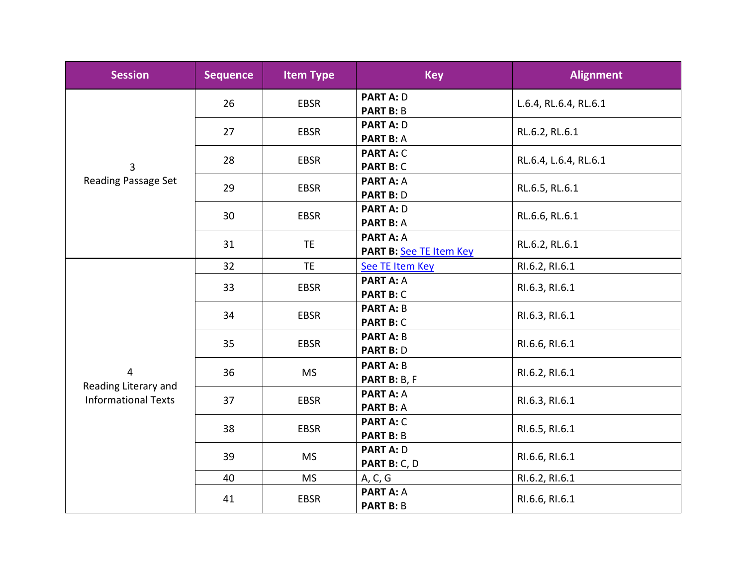| Session | Sequence | Item Type | Key | Alignment |
|---|---|---|---|---|
| 3<br>Reading Passage Set | 26 | EBSR | **PART A:** D<br>**PART B:** B | L.6.4, RL.6.4, RL.6.1 |
| | 27 | EBSR | **PART A:** D<br>**PART B:** A | RL.6.2, RL.6.1 |
| | 28 | EBSR | **PART A:** C<br>**PART B:** C | RL.6.4, L.6.4, RL.6.1 |
| | 29 | EBSR | **PART A:** A<br>**PART B:** D | RL.6.5, RL.6.1 |
| | 30 | EBSR | **PART A:** D<br>**PART B:** A | RL.6.6, RL.6.1 |
| | 31 | TE | **PART A:** A<br>**PART B:** See TE Item Key | RL.6.2, RL.6.1 |
| 4<br>Reading Literary and Informational Texts | 32 | TE | See TE Item Key | RI.6.2, RI.6.1 |
| | 33 | EBSR | **PART A:** A<br>**PART B:** C | RI.6.3, RI.6.1 |
| | 34 | EBSR | **PART A:** B<br>**PART B:** C | RI.6.3, RI.6.1 |
| | 35 | EBSR | **PART A:** B<br>**PART B:** D | RI.6.6, RI.6.1 |
| | 36 | MS | **PART A:** B<br>**PART B:** B, F | RI.6.2, RI.6.1 |
| | 37 | EBSR | **PART A:** A<br>**PART B:** A | RI.6.3, RI.6.1 |
| | 38 | EBSR | **PART A:** C<br>**PART B:** B | RI.6.5, RI.6.1 |
| | 39 | MS | **PART A:** D<br>**PART B:** C, D | RI.6.6, RI.6.1 |
| | 40 | MS | A, C, G | RI.6.2, RI.6.1 |
| | 41 | EBSR | **PART A:** A<br>**PART B:** B | RI.6.6, RI.6.1 |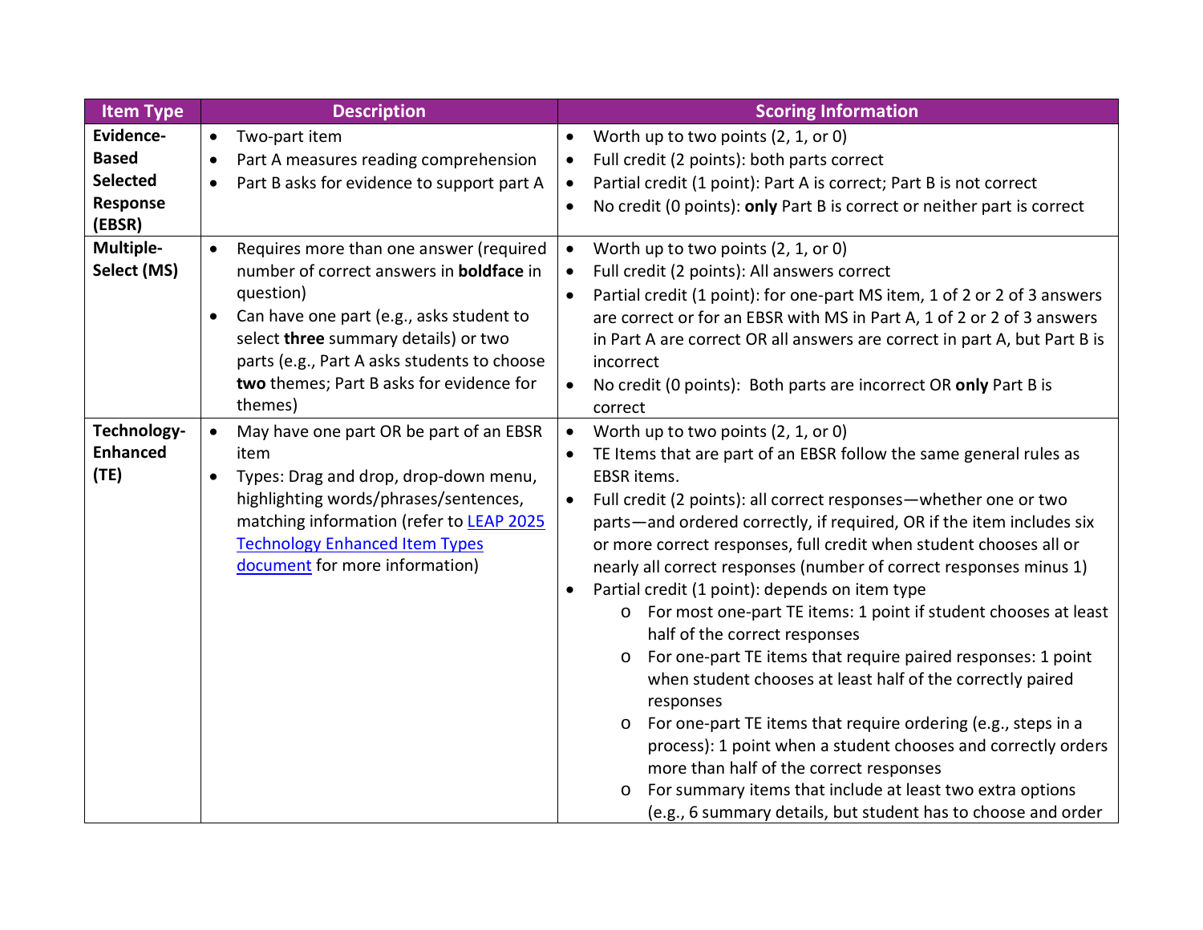| Item Type | Description | Scoring Information |
| --- | --- | --- |
| **Evidence-Based Selected Response (EBSR)** | • Two-part item<br>• Part A measures reading comprehension<br>• Part B asks for evidence to support part A | • Worth up to two points (2, 1, or 0)<br>• Full credit (2 points): both parts correct<br>• Partial credit (1 point): Part A is correct; Part B is not correct<br>• No credit (0 points): **only** Part B is correct or neither part is correct |
| **Multiple-Select (MS)** | • Requires more than one answer (required number of correct answers in **boldface** in question)<br>• Can have one part (e.g., asks student to select **three** summary details) or two parts (e.g., Part A asks students to choose **two** themes; Part B asks for evidence for themes) | • Worth up to two points (2, 1, or 0)<br>• Full credit (2 points): All answers correct<br>• Partial credit (1 point): for one-part MS item, 1 of 2 or 2 of 3 answers are correct or for an EBSR with MS in Part A, 1 of 2 or 2 of 3 answers in Part A are correct OR all answers are correct in part A, but Part B is incorrect<br>• No credit (0 points): Both parts are incorrect OR **only** Part B is correct |
| **Technology-Enhanced (TE)** | • May have one part OR be part of an EBSR item<br>• Types: Drag and drop, drop-down menu, highlighting words/phrases/sentences, matching information (refer to [LEAP 2025 Technology Enhanced Item Types document]() for more information) | • Worth up to two points (2, 1, or 0)<br>• TE Items that are part of an EBSR follow the same general rules as EBSR items.<br>• Full credit (2 points): all correct responses—whether one or two parts—and ordered correctly, if required, OR if the item includes six or more correct responses, full credit when student chooses all or nearly all correct responses (number of correct responses minus 1)<br>• Partial credit (1 point): depends on item type<br>&nbsp;&nbsp;&nbsp;&nbsp;o For most one-part TE items: 1 point if student chooses at least half of the correct responses<br>&nbsp;&nbsp;&nbsp;&nbsp;o For one-part TE items that require paired responses: 1 point when student chooses at least half of the correctly paired responses<br>&nbsp;&nbsp;&nbsp;&nbsp;o For one-part TE items that require ordering (e.g., steps in a process): 1 point when a student chooses and correctly orders more than half of the correct responses<br>&nbsp;&nbsp;&nbsp;&nbsp;o For summary items that include at least two extra options (e.g., 6 summary details, but student has to choose and order |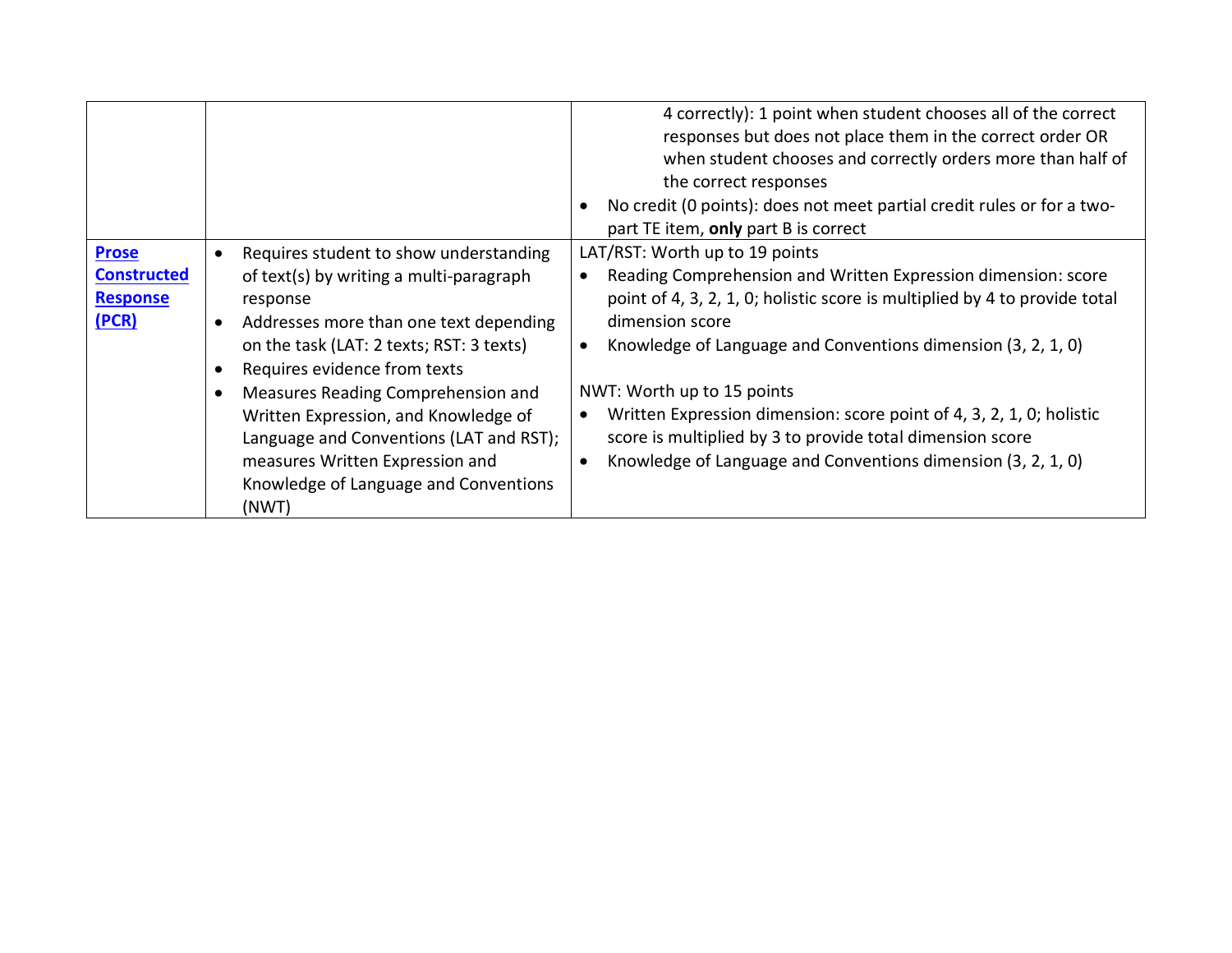| | | |
|---|---|---|
| | | 4 correctly): 1 point when student chooses all of the correct responses but does not place them in the correct order OR when student chooses and correctly orders more than half of the correct responses<br>• No credit (0 points): does not meet partial credit rules or for a two-part TE item, **only** part B is correct |
| **Prose Constructed Response (PCR)** | • Requires student to show understanding of text(s) by writing a multi-paragraph response<br>• Addresses more than one text depending on the task (LAT: 2 texts; RST: 3 texts)<br>• Requires evidence from texts<br>• Measures Reading Comprehension and Written Expression, and Knowledge of Language and Conventions (LAT and RST); measures Written Expression and Knowledge of Language and Conventions (NWT) | LAT/RST: Worth up to 19 points<br>• Reading Comprehension and Written Expression dimension: score point of 4, 3, 2, 1, 0; holistic score is multiplied by 4 to provide total dimension score<br>• Knowledge of Language and Conventions dimension (3, 2, 1, 0)<br><br>NWT: Worth up to 15 points<br>• Written Expression dimension: score point of 4, 3, 2, 1, 0; holistic score is multiplied by 3 to provide total dimension score<br>• Knowledge of Language and Conventions dimension (3, 2, 1, 0) |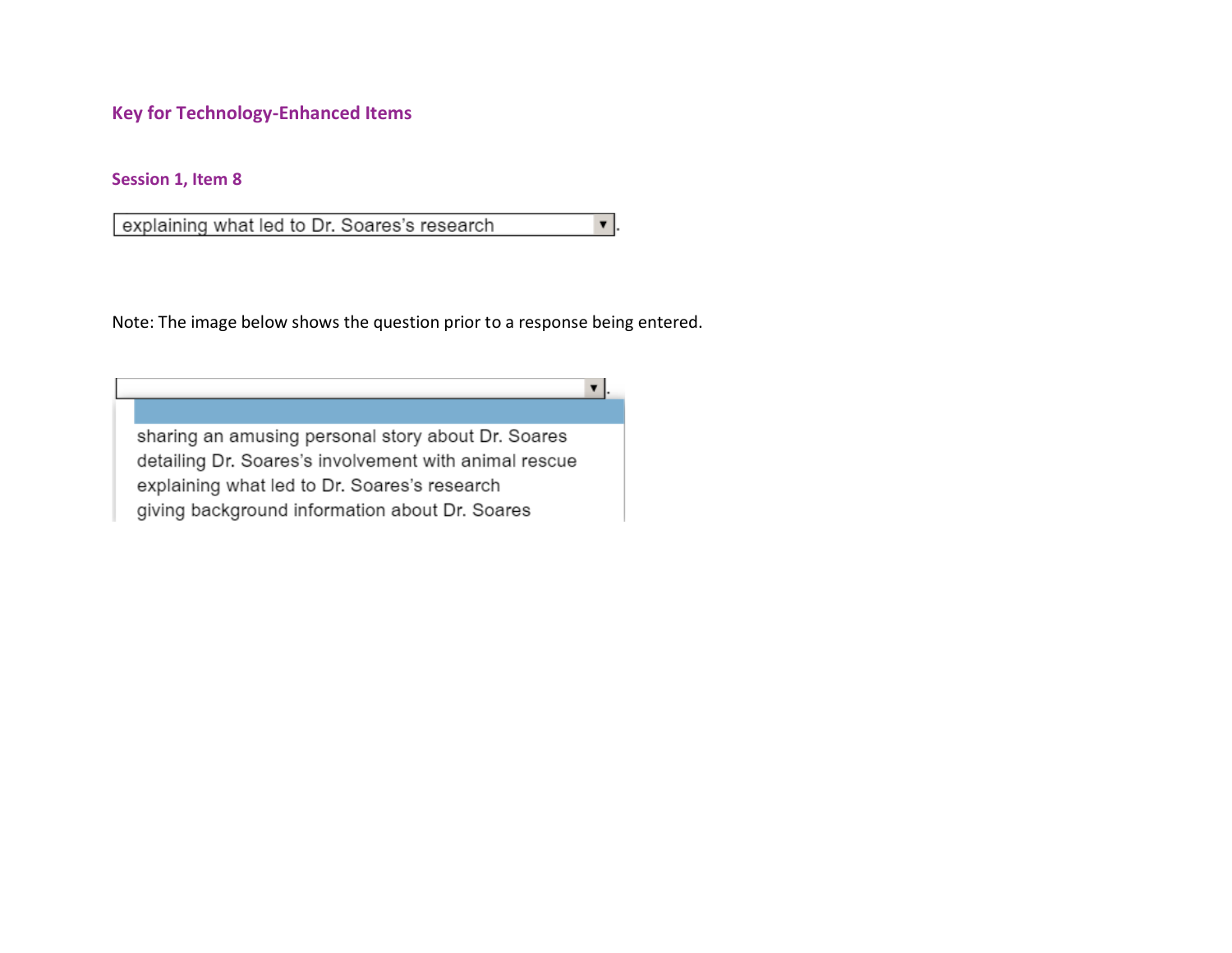## Key for Technology-Enhanced Items

### Session 1, Item 8

explaining what led to Dr. Soares's research ▼.

Note: The image below shows the question prior to a response being entered.

▼.

- sharing an amusing personal story about Dr. Soares
- detailing Dr. Soares's involvement with animal rescue
- explaining what led to Dr. Soares's research
- giving background information about Dr. Soares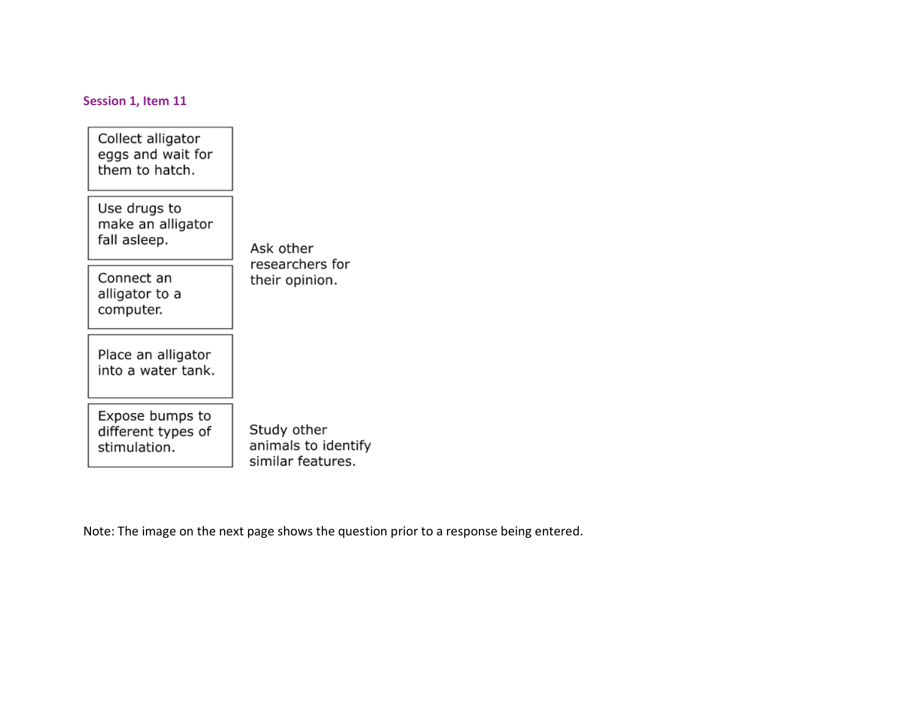**Session 1, Item 11**

Collect alligator eggs and wait for them to hatch.

Use drugs to make an alligator fall asleep.

Connect an alligator to a computer.

Place an alligator into a water tank.

Expose bumps to different types of stimulation.

Ask other researchers for their opinion.

Study other animals to identify similar features.

Note: The image on the next page shows the question prior to a response being entered.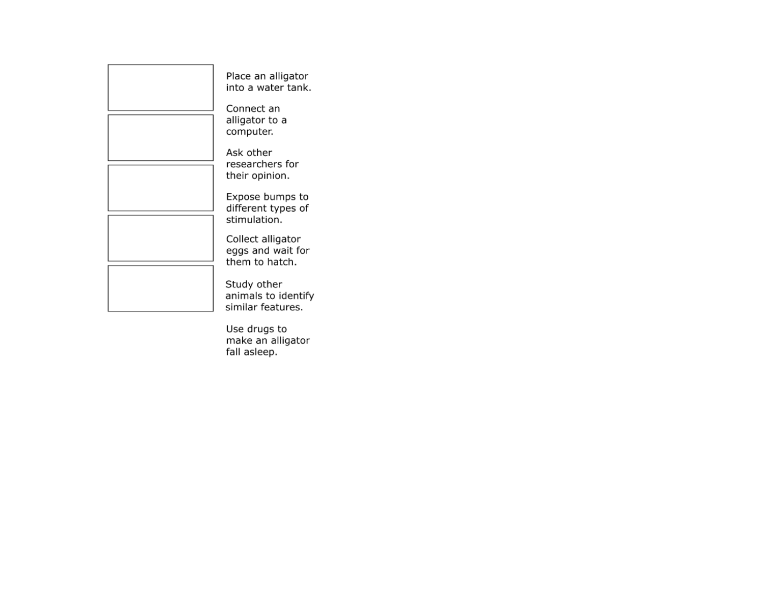| |
|---|
| |
| |
| |
| |
| |

- Place an alligator into a water tank.
- Connect an alligator to a computer.
- Ask other researchers for their opinion.
- Expose bumps to different types of stimulation.
- Collect alligator eggs and wait for them to hatch.
- Study other animals to identify similar features.
- Use drugs to make an alligator fall asleep.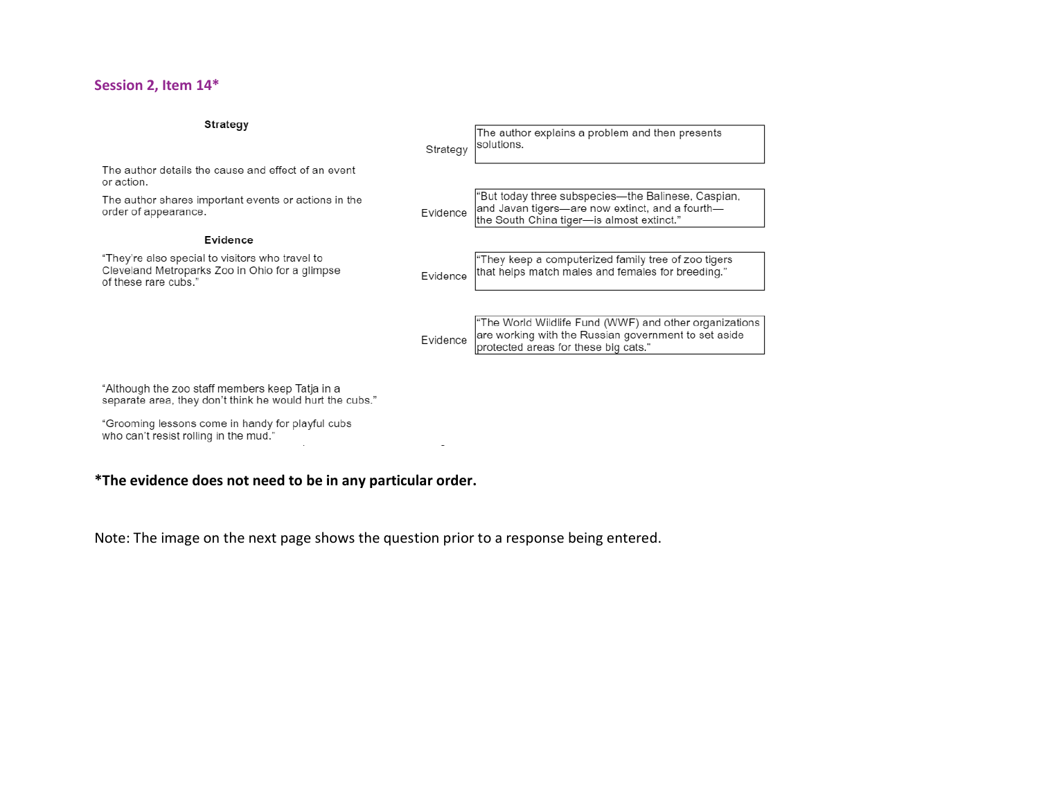## Session 2, Item 14*

**Strategy**

The author details the cause and effect of an event or action.

The author shares important events or actions in the order of appearance.

**Evidence**

"They're also special to visitors who travel to Cleveland Metroparks Zoo in Ohio for a glimpse of these rare cubs."

"Although the zoo staff members keep Tatja in a separate area, they don't think he would hurt the cubs."

"Grooming lessons come in handy for playful cubs who can't resist rolling in the mud."

| | |
|---|---|
| Strategy | The author explains a problem and then presents solutions. |
| Evidence | "But today three subspecies—the Balinese, Caspian, and Javan tigers—are now extinct, and a fourth—the South China tiger—is almost extinct." |
| Evidence | "They keep a computerized family tree of zoo tigers that helps match males and females for breeding." |
| Evidence | "The World Wildlife Fund (WWF) and other organizations are working with the Russian government to set aside protected areas for these big cats." |

**\*The evidence does not need to be in any particular order.**

Note: The image on the next page shows the question prior to a response being entered.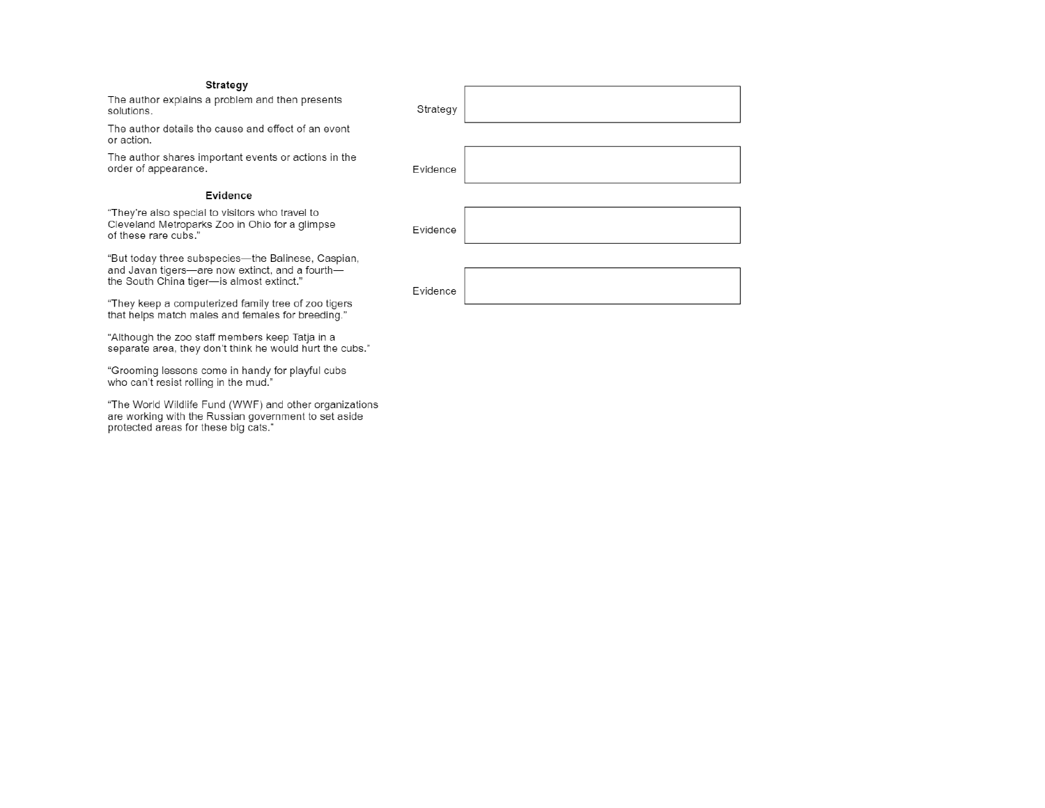### Strategy

The author explains a problem and then presents solutions.

The author details the cause and effect of an event or action.

The author shares important events or actions in the order of appearance.

### Evidence

"They're also special to visitors who travel to Cleveland Metroparks Zoo in Ohio for a glimpse of these rare cubs."

"But today three subspecies—the Balinese, Caspian, and Javan tigers—are now extinct, and a fourth—the South China tiger—is almost extinct."

"They keep a computerized family tree of zoo tigers that helps match males and females for breeding."

"Although the zoo staff members keep Tatja in a separate area, they don't think he would hurt the cubs."

"Grooming lessons come in handy for playful cubs who can't resist rolling in the mud."

"The World Wildlife Fund (WWF) and other organizations are working with the Russian government to set aside protected areas for these big cats."

| | |
|---|---|
| Strategy | |
| Evidence | |
| Evidence | |
| Evidence | |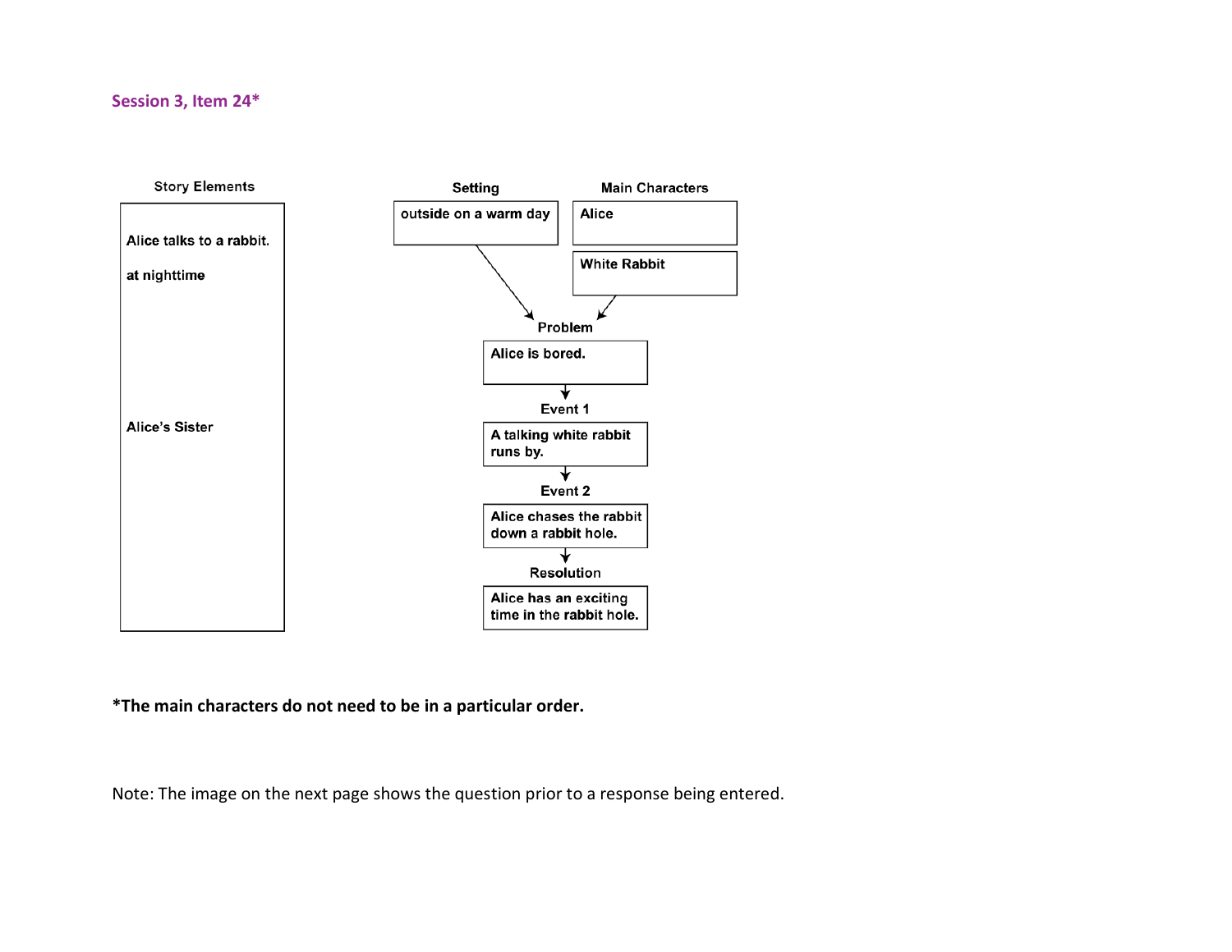### Session 3, Item 24*

Story Elements

Alice talks to a rabbit.

at nighttime

Alice's Sister

Setting

outside on a warm day

Main Characters

Alice

White Rabbit

Problem

Alice is bored.

Event 1

A talking white rabbit runs by.

Event 2

Alice chases the rabbit down a rabbit hole.

Resolution

Alice has an exciting time in the rabbit hole.

**\*The main characters do not need to be in a particular order.**

Note: The image on the next page shows the question prior to a response being entered.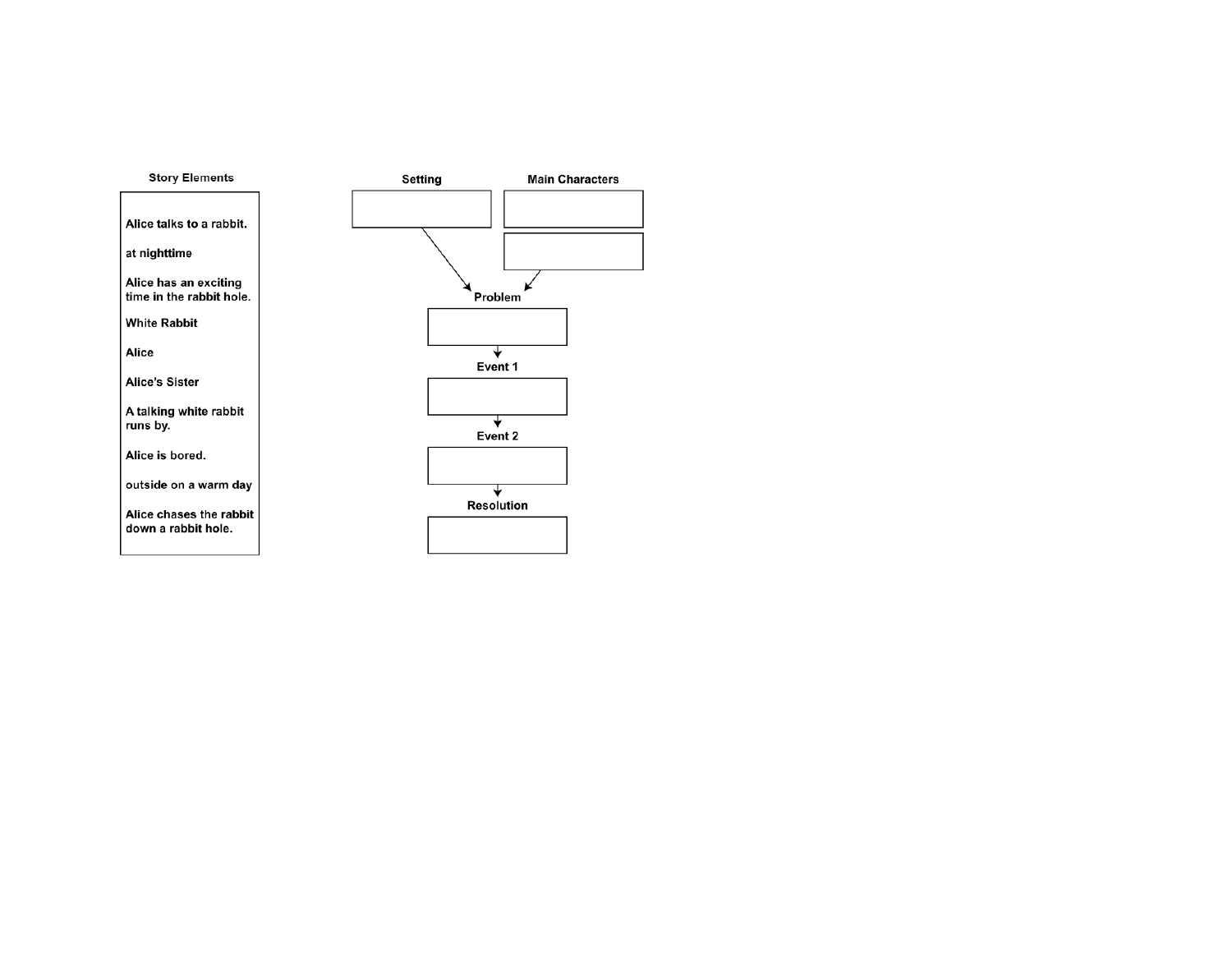**Story Elements**

Alice talks to a rabbit.

at nighttime

Alice has an exciting time in the rabbit hole.

White Rabbit

Alice

Alice's Sister

A talking white rabbit runs by.

Alice is bored.

outside on a warm day

Alice chases the rabbit down a rabbit hole.

**Setting**

**Main Characters**

**Problem**

**Event 1**

**Event 2**

**Resolution**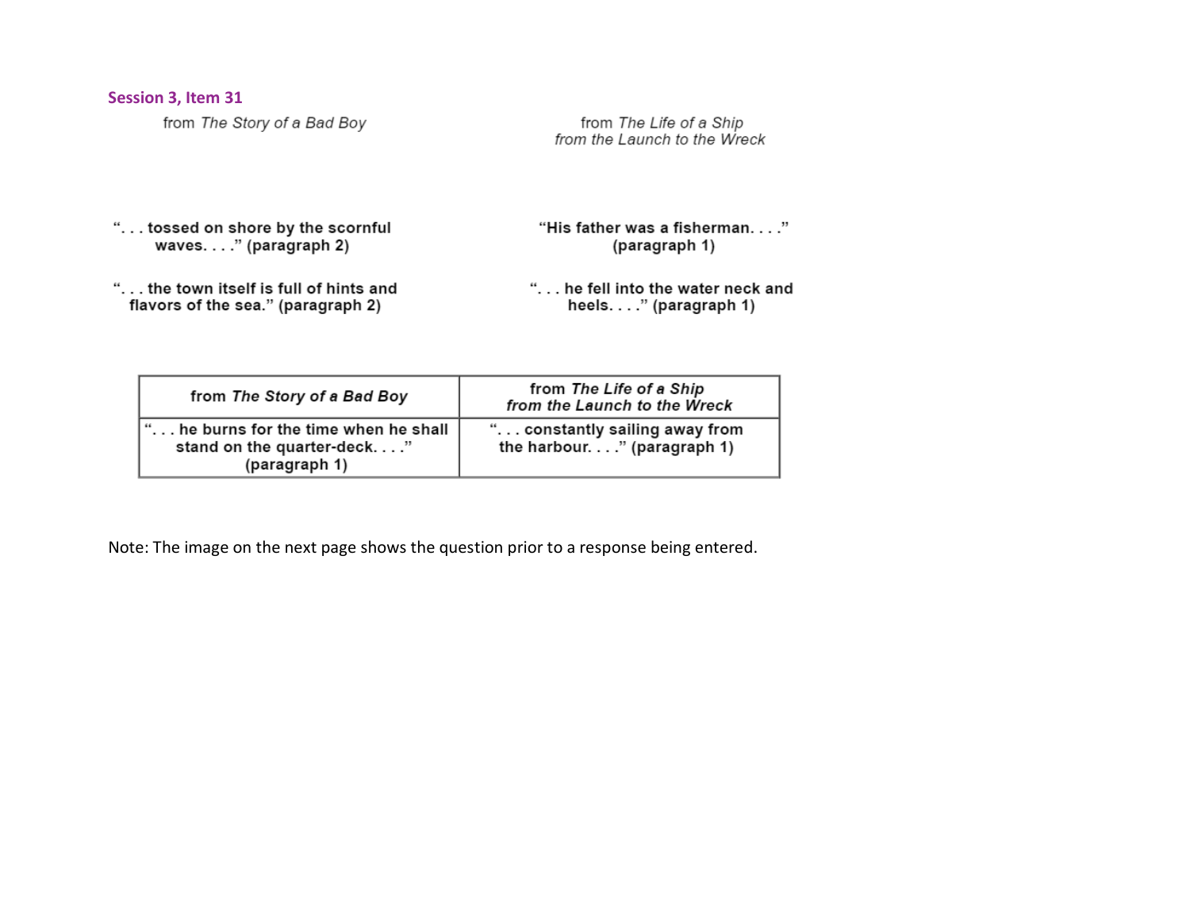## Session 3, Item 31

from *The Story of a Bad Boy*

from *The Life of a Ship from the Launch to the Wreck*

**". . . tossed on shore by the scornful waves. . . ." (paragraph 2)**

**"His father was a fisherman. . . ." (paragraph 1)**

**". . . the town itself is full of hints and flavors of the sea." (paragraph 2)**

**". . . he fell into the water neck and heels. . . ." (paragraph 1)**

| from *The Story of a Bad Boy* | from *The Life of a Ship from the Launch to the Wreck* |
|---|---|
| ". . . he burns for the time when he shall stand on the quarter-deck. . . ." (paragraph 1) | ". . . constantly sailing away from the harbour. . . ." (paragraph 1) |

Note: The image on the next page shows the question prior to a response being entered.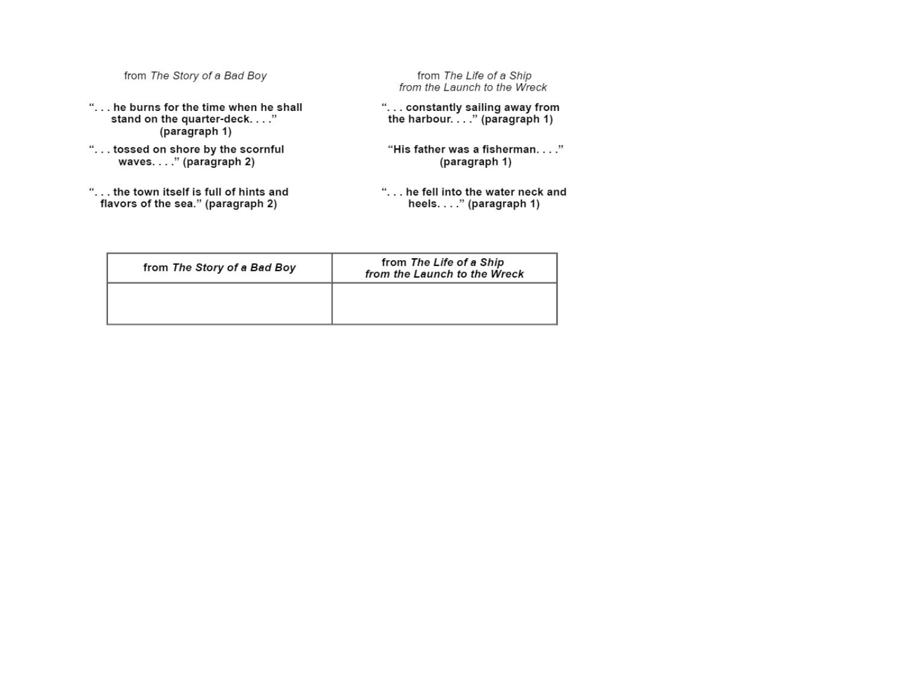from *The Story of a Bad Boy*

**". . . he burns for the time when he shall stand on the quarter-deck. . . ." (paragraph 1)**

**". . . tossed on shore by the scornful waves. . . ." (paragraph 2)**

**". . . the town itself is full of hints and flavors of the sea." (paragraph 2)**

from *The Life of a Ship from the Launch to the Wreck*

**". . . constantly sailing away from the harbour. . . ." (paragraph 1)**

**"His father was a fisherman. . . ." (paragraph 1)**

**". . . he fell into the water neck and heels. . . ." (paragraph 1)**

| from *The Story of a Bad Boy* | from *The Life of a Ship from the Launch to the Wreck* |
|---|---|
| | |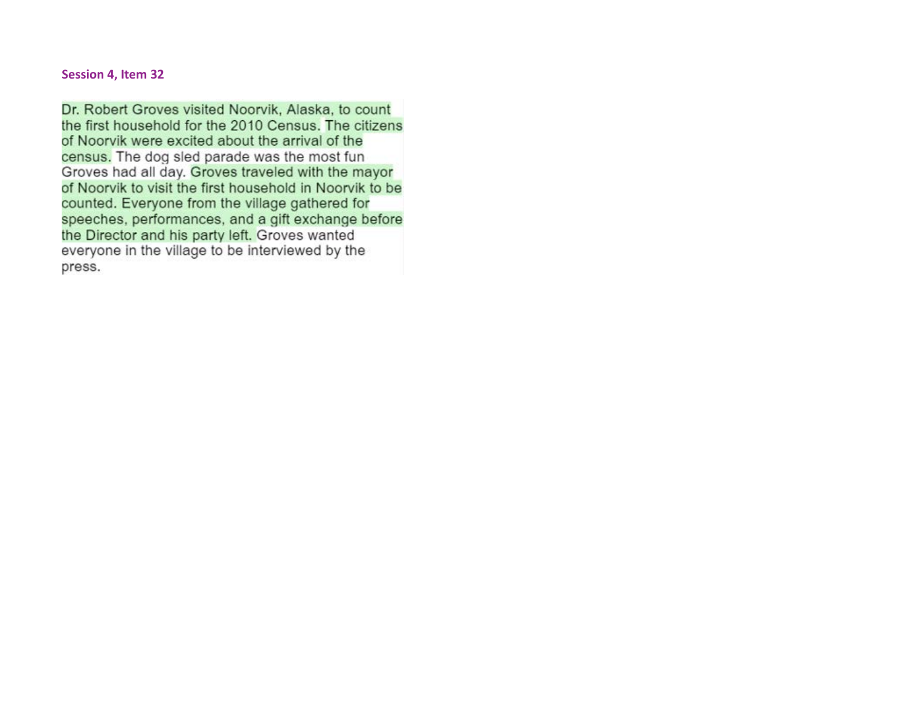**Session 4, Item 32**

Dr. Robert Groves visited Noorvik, Alaska, to count the first household for the 2010 Census. The citizens of Noorvik were excited about the arrival of the census. The dog sled parade was the most fun Groves had all day. Groves traveled with the mayor of Noorvik to visit the first household in Noorvik to be counted. Everyone from the village gathered for speeches, performances, and a gift exchange before the Director and his party left. Groves wanted everyone in the village to be interviewed by the press.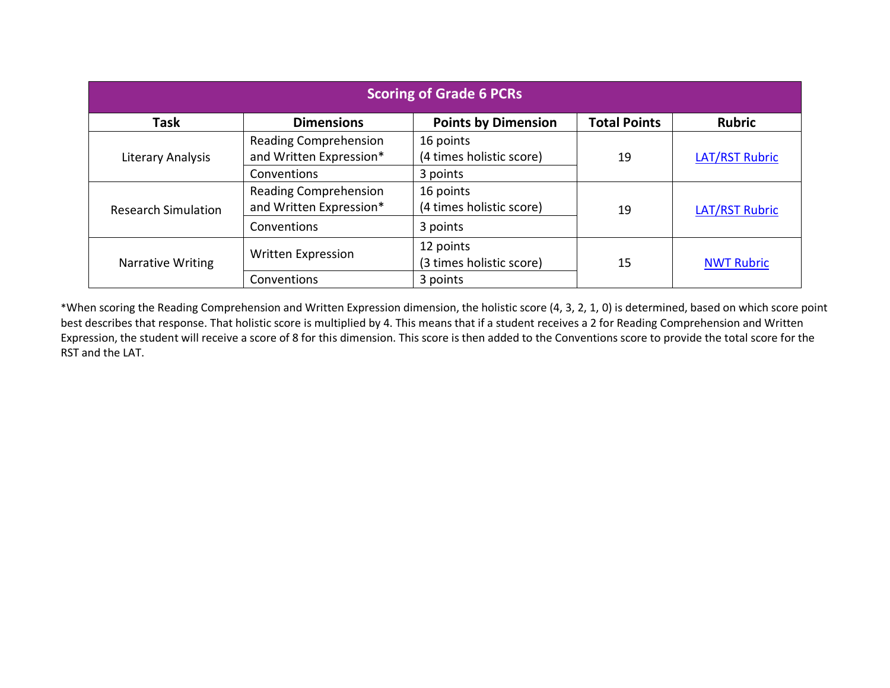| Scoring of Grade 6 PCRs | | | | |
|---|---|---|---|---|
| **Task** | **Dimensions** | **Points by Dimension** | **Total Points** | **Rubric** |
| Literary Analysis | Reading Comprehension and Written Expression* | 16 points (4 times holistic score) | 19 | LAT/RST Rubric |
| | Conventions | 3 points | | |
| Research Simulation | Reading Comprehension and Written Expression* | 16 points (4 times holistic score) | 19 | LAT/RST Rubric |
| | Conventions | 3 points | | |
| Narrative Writing | Written Expression | 12 points (3 times holistic score) | 15 | NWT Rubric |
| | Conventions | 3 points | | |

*When scoring the Reading Comprehension and Written Expression dimension, the holistic score (4, 3, 2, 1, 0) is determined, based on which score point best describes that response. That holistic score is multiplied by 4. This means that if a student receives a 2 for Reading Comprehension and Written Expression, the student will receive a score of 8 for this dimension. This score is then added to the Conventions score to provide the total score for the RST and the LAT.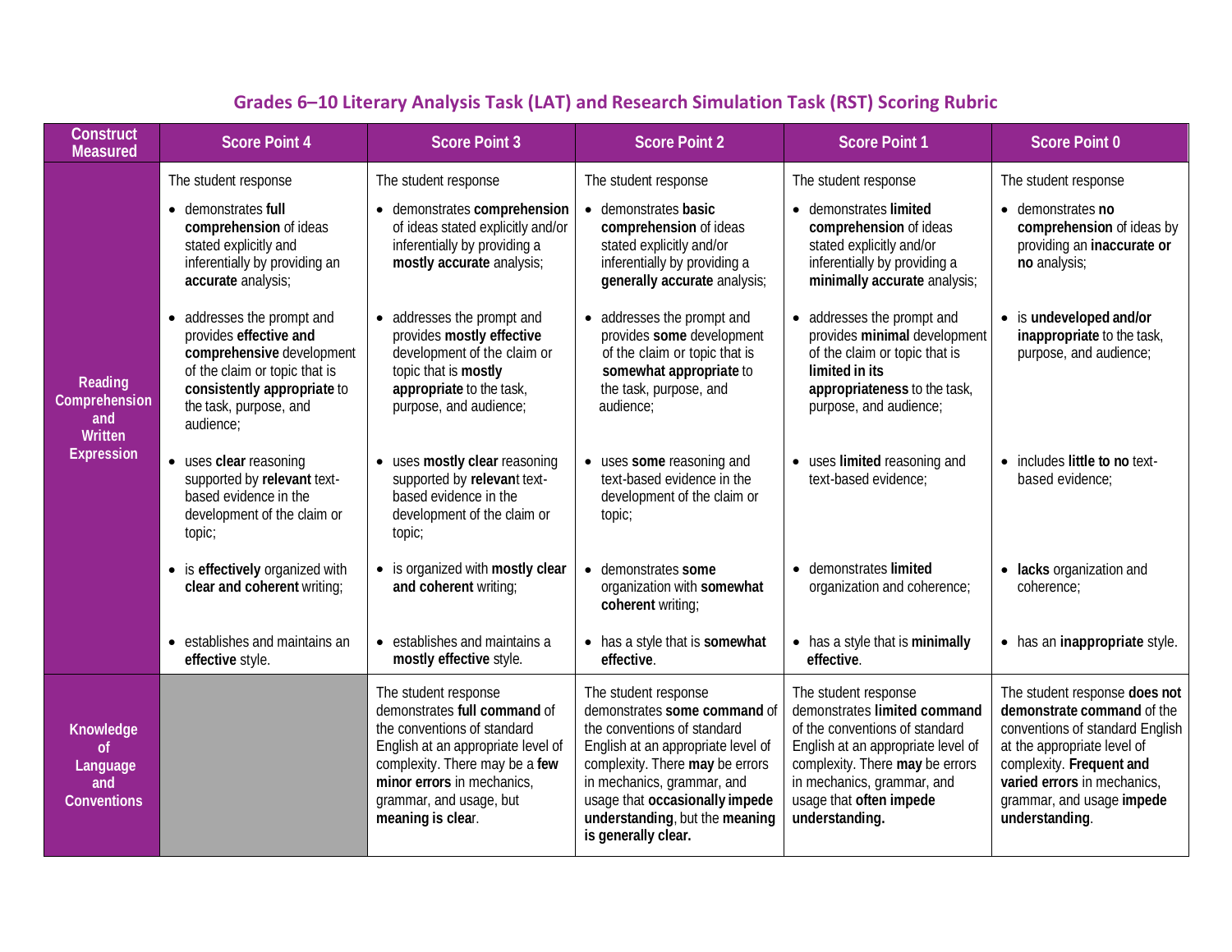## Grades 6–10 Literary Analysis Task (LAT) and Research Simulation Task (RST) Scoring Rubric

| Construct Measured | Score Point 4 | Score Point 3 | Score Point 2 | Score Point 1 | Score Point 0 |
|---|---|---|---|---|---|
| **Reading Comprehension and Written Expression** | The student response<br>• demonstrates **full comprehension** of ideas stated explicitly and inferentially by providing an **accurate** analysis;<br>• addresses the prompt and provides **effective and comprehensive** development of the claim or topic that is **consistently appropriate** to the task, purpose, and audience;<br>• uses **clear** reasoning supported by **relevant** text-based evidence in the development of the claim or topic;<br>• is **effectively** organized with **clear and coherent** writing;<br>• establishes and maintains an **effective** style. | The student response<br>• demonstrates **comprehension** of ideas stated explicitly and/or inferentially by providing a **mostly accurate** analysis;<br>• addresses the prompt and provides **mostly effective** development of the claim or topic that is **mostly appropriate** to the task, purpose, and audience;<br>• uses **mostly clear** reasoning supported by **relevant** text-based evidence in the development of the claim or topic;<br>• is organized with **mostly clear and coherent** writing;<br>• establishes and maintains a **mostly effective** style. | The student response<br>• demonstrates **basic comprehension** of ideas stated explicitly and/or inferentially by providing a **generally accurate** analysis;<br>• addresses the prompt and provides **some** development of the claim or topic that is **somewhat appropriate** to the task, purpose, and audience;<br>• uses **some** reasoning and text-based evidence in the development of the claim or topic;<br>• demonstrates **some** organization with **somewhat coherent** writing;<br>• has a style that is **somewhat effective**. | The student response<br>• demonstrates **limited comprehension** of ideas stated explicitly and/or inferentially by providing a **minimally accurate** analysis;<br>• addresses the prompt and provides **minimal** development of the claim or topic that is **limited in its appropriateness** to the task, purpose, and audience;<br>• uses **limited** reasoning and text-based evidence;<br>• demonstrates **limited** organization and coherence;<br>• has a style that is **minimally effective**. | The student response<br>• demonstrates **no comprehension** of ideas by providing an **inaccurate or no** analysis;<br>• is **undeveloped and/or inappropriate** to the task, purpose, and audience;<br>• includes **little to no** text-based evidence;<br>• **lacks** organization and coherence;<br>• has an **inappropriate** style. |
| **Knowledge of Language and Conventions** | | The student response demonstrates **full command** of the conventions of standard English at an appropriate level of complexity. There may be a **few minor errors** in mechanics, grammar, and usage, but **meaning is clear**. | The student response demonstrates **some command** of the conventions of standard English at an appropriate level of complexity. There **may** be errors in mechanics, grammar, and usage that **occasionally impede understanding**, but the **meaning is generally clear.** | The student response demonstrates **limited command** of the conventions of standard English at an appropriate level of complexity. There **may** be errors in mechanics, grammar, and usage that **often impede understanding.** | The student response **does not demonstrate command** of the conventions of standard English at the appropriate level of complexity. **Frequent and varied errors** in mechanics, grammar, and usage **impede understanding**. |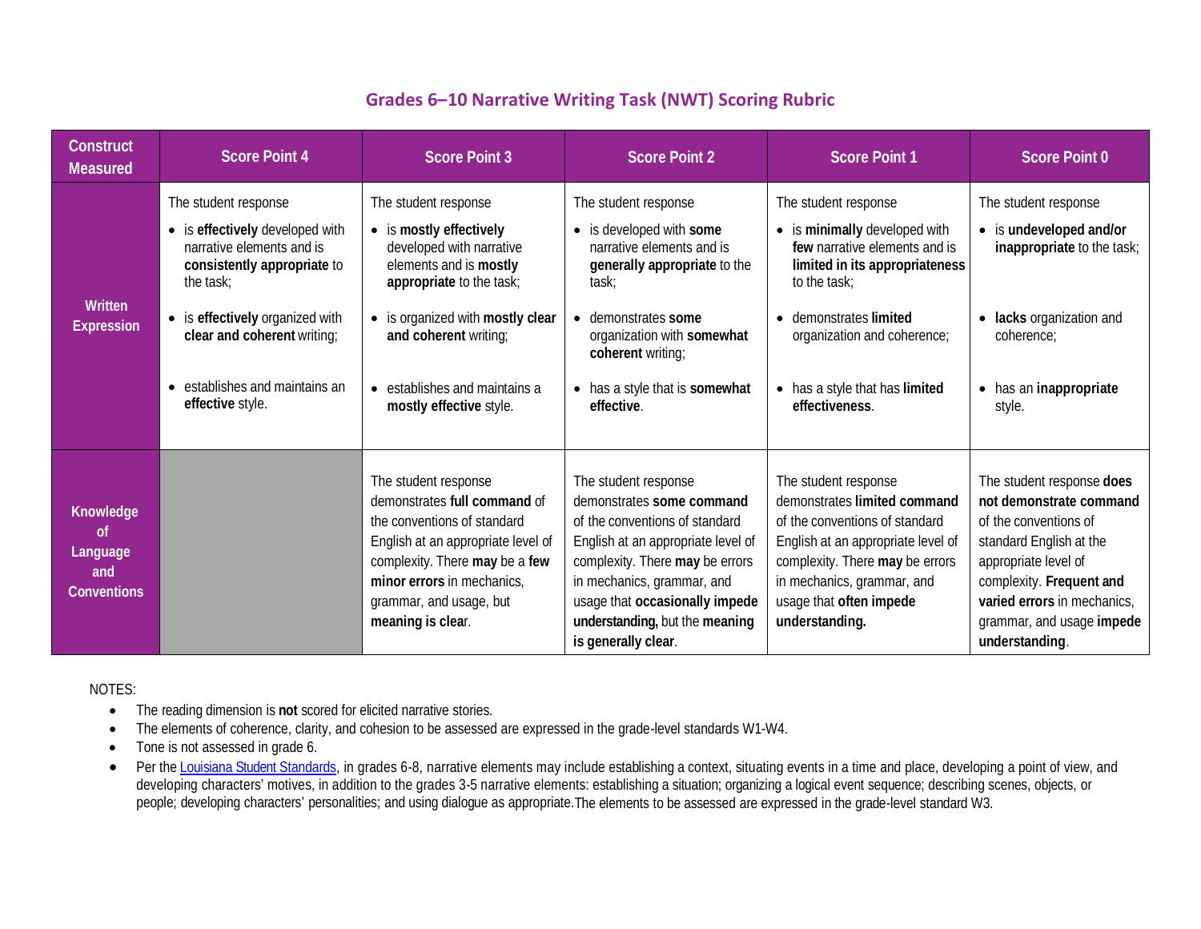## Grades 6–10 Narrative Writing Task (NWT) Scoring Rubric

| Construct Measured | Score Point 4 | Score Point 3 | Score Point 2 | Score Point 1 | Score Point 0 |
|---|---|---|---|---|---|
| **Written Expression** | The student response<br>• is **effectively** developed with narrative elements and is **consistently appropriate** to the task;<br>• is **effectively** organized with **clear and coherent** writing;<br>• establishes and maintains an **effective** style. | The student response<br>• is **mostly effectively** developed with narrative elements and is **mostly appropriate** to the task;<br>• is organized with **mostly clear and coherent** writing;<br>• establishes and maintains a **mostly effective** style. | The student response<br>• is developed with **some** narrative elements and is **generally appropriate** to the task;<br>• demonstrates **some** organization with **somewhat coherent** writing;<br>• has a style that is **somewhat effective**. | The student response<br>• is **minimally** developed with **few** narrative elements and is **limited in its appropriateness** to the task;<br>• demonstrates **limited** organization and coherence;<br>• has a style that has **limited effectiveness**. | The student response<br>• is **undeveloped and/or inappropriate** to the task;<br>• **lacks** organization and coherence;<br>• has an **inappropriate** style. |
| **Knowledge of Language and Conventions** | | The student response demonstrates **full command** of the conventions of standard English at an appropriate level of complexity. There **may** be a **few minor errors** in mechanics, grammar, and usage, but **meaning is clear**. | The student response demonstrates **some command** of the conventions of standard English at an appropriate level of complexity. There **may** be errors in mechanics, grammar, and usage that **occasionally impede understanding,** but the **meaning is generally clear**. | The student response demonstrates **limited command** of the conventions of standard English at an appropriate level of complexity. There **may** be errors in mechanics, grammar, and usage that **often impede understanding.** | The student response **does not demonstrate command** of the conventions of standard English at the appropriate level of complexity. **Frequent and varied errors** in mechanics, grammar, and usage **impede understanding**. |

NOTES:

- The reading dimension is **not** scored for elicited narrative stories.
- The elements of coherence, clarity, and cohesion to be assessed are expressed in the grade-level standards W1-W4.
- Tone is not assessed in grade 6.
- Per the Louisiana Student Standards, in grades 6-8, narrative elements may include establishing a context, situating events in a time and place, developing a point of view, and developing characters' motives, in addition to the grades 3-5 narrative elements: establishing a situation; organizing a logical event sequence; describing scenes, objects, or people; developing characters' personalities; and using dialogue as appropriate.The elements to be assessed are expressed in the grade-level standard W3.